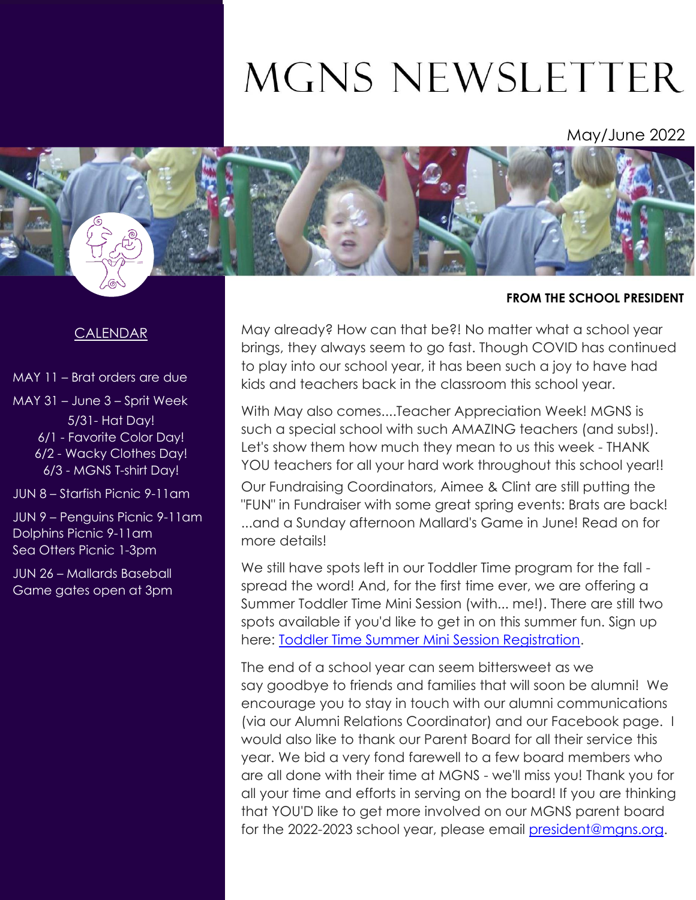# MGNS NEWSLETTER

May/June 2022

## CALENDAR

MAY 11 – Brat orders are due

MAY 31 – June 3 – Sprit Week
- 5/31- Hat Day!
- 6/1 - Favorite Color Day!
- 6/2 - Wacky Clothes Day!
- 6/3 - MGNS T-shirt Day!

JUN 8 – Starfish Picnic 9-11am

JUN 9 – Penguins Picnic 9-11am
Dolphins Picnic 9-11am
Sea Otters Picnic 1-3pm

JUN 26 – Mallards Baseball Game gates open at 3pm

## FROM THE SCHOOL PRESIDENT

May already? How can that be?! No matter what a school year brings, they always seem to go fast. Though COVID has continued to play into our school year, it has been such a joy to have had kids and teachers back in the classroom this school year.

With May also comes....Teacher Appreciation Week! MGNS is such a special school with such AMAZING teachers (and subs!). Let's show them how much they mean to us this week - THANK YOU teachers for all your hard work throughout this school year!!

Our Fundraising Coordinators, Aimee & Clint are still putting the "FUN" in Fundraiser with some great spring events: Brats are back! ...and a Sunday afternoon Mallard's Game in June! Read on for more details!

We still have spots left in our Toddler Time program for the fall - spread the word! And, for the first time ever, we are offering a Summer Toddler Time Mini Session (with... me!). There are still two spots available if you'd like to get in on this summer fun. Sign up here: Toddler Time Summer Mini Session Registration.

The end of a school year can seem bittersweet as we say goodbye to friends and families that will soon be alumni! We encourage you to stay in touch with our alumni communications (via our Alumni Relations Coordinator) and our Facebook page. I would also like to thank our Parent Board for all their service this year. We bid a very fond farewell to a few board members who are all done with their time at MGNS - we'll miss you! Thank you for all your time and efforts in serving on the board! If you are thinking that YOU'D like to get more involved on our MGNS parent board for the 2022-2023 school year, please email president@mgns.org.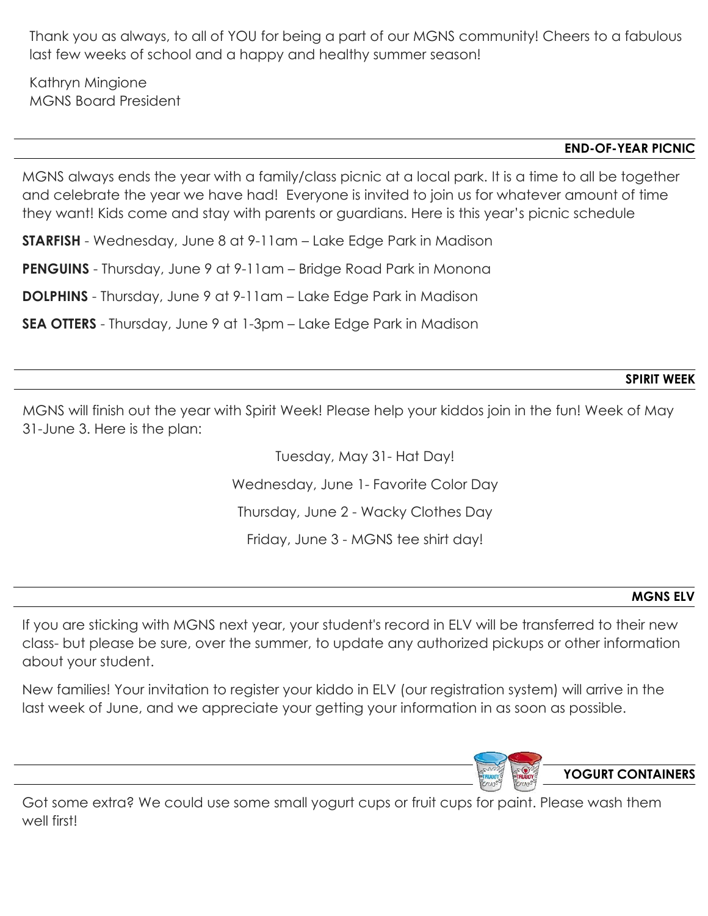Thank you as always, to all of YOU for being a part of our MGNS community! Cheers to a fabulous last few weeks of school and a happy and healthy summer season!

Kathryn Mingione
MGNS Board President

## END-OF-YEAR PICNIC

MGNS always ends the year with a family/class picnic at a local park. It is a time to all be together and celebrate the year we have had! Everyone is invited to join us for whatever amount of time they want! Kids come and stay with parents or guardians. Here is this year's picnic schedule

**STARFISH** - Wednesday, June 8 at 9-11am – Lake Edge Park in Madison

**PENGUINS** - Thursday, June 9 at 9-11am – Bridge Road Park in Monona

**DOLPHINS** - Thursday, June 9 at 9-11am – Lake Edge Park in Madison

**SEA OTTERS** - Thursday, June 9 at 1-3pm – Lake Edge Park in Madison

## SPIRIT WEEK

MGNS will finish out the year with Spirit Week! Please help your kiddos join in the fun! Week of May 31-June 3. Here is the plan:

Tuesday, May 31- Hat Day!

Wednesday, June 1- Favorite Color Day

Thursday, June 2 - Wacky Clothes Day

Friday, June 3 - MGNS tee shirt day!

## MGNS ELV

If you are sticking with MGNS next year, your student's record in ELV will be transferred to their new class- but please be sure, over the summer, to update any authorized pickups or other information about your student.

New families! Your invitation to register your kiddo in ELV (our registration system) will arrive in the last week of June, and we appreciate your getting your information in as soon as possible.

## YOGURT CONTAINERS

Got some extra? We could use some small yogurt cups or fruit cups for paint. Please wash them well first!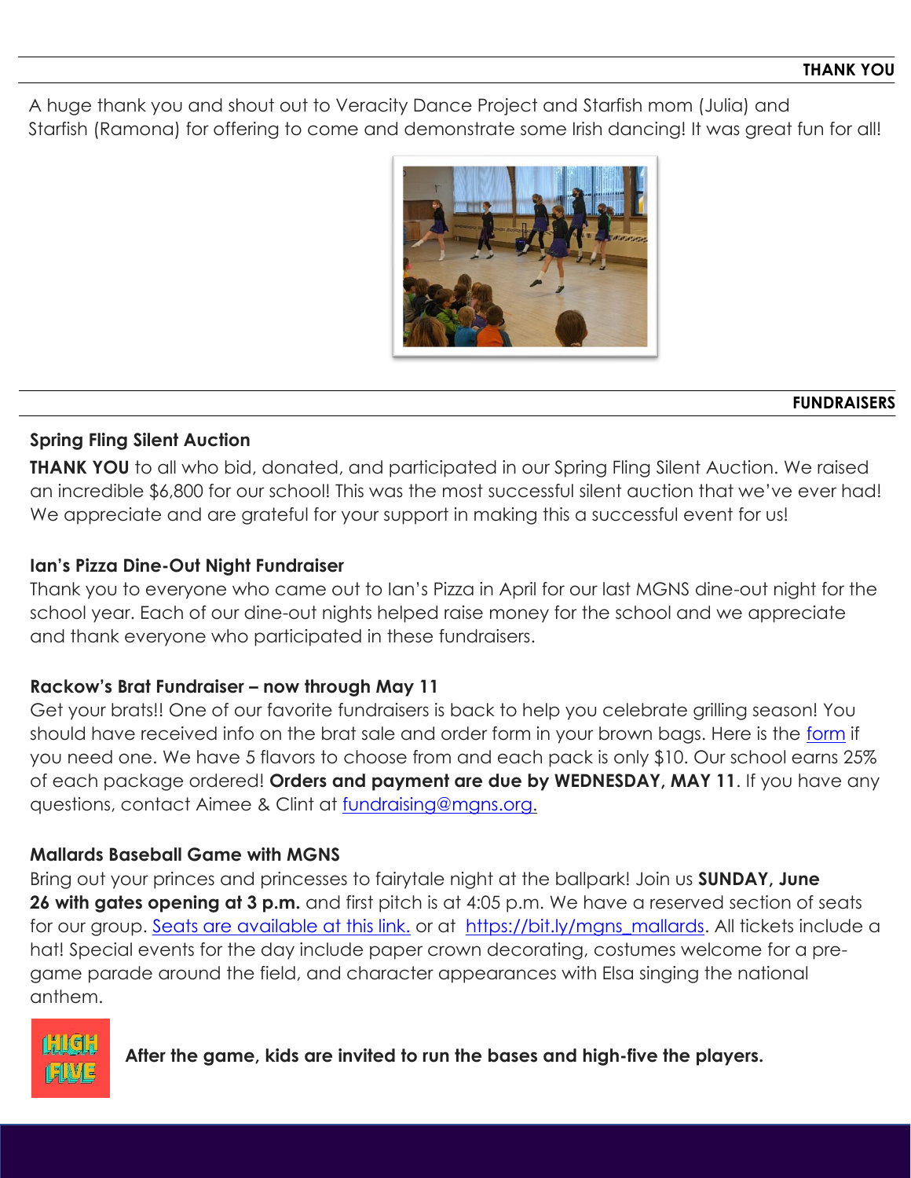## THANK YOU

A huge thank you and shout out to Veracity Dance Project and Starfish mom (Julia) and Starfish (Ramona) for offering to come and demonstrate some Irish dancing! It was great fun for all!

## FUNDRAISERS

### Spring Fling Silent Auction

**THANK YOU** to all who bid, donated, and participated in our Spring Fling Silent Auction. We raised an incredible $6,800 for our school! This was the most successful silent auction that we've ever had! We appreciate and are grateful for your support in making this a successful event for us!

### Ian's Pizza Dine-Out Night Fundraiser

Thank you to everyone who came out to Ian's Pizza in April for our last MGNS dine-out night for the school year. Each of our dine-out nights helped raise money for the school and we appreciate and thank everyone who participated in these fundraisers.

### Rackow's Brat Fundraiser – now through May 11

Get your brats!! One of our favorite fundraisers is back to help you celebrate grilling season! You should have received info on the brat sale and order form in your brown bags. Here is the form if you need one. We have 5 flavors to choose from and each pack is only $10. Our school earns 25% of each package ordered! **Orders and payment are due by WEDNESDAY, MAY 11**. If you have any questions, contact Aimee & Clint at fundraising@mgns.org.

### Mallards Baseball Game with MGNS

Bring out your princes and princesses to fairytale night at the ballpark! Join us **SUNDAY, June 26 with gates opening at 3 p.m.** and first pitch is at 4:05 p.m. We have a reserved section of seats for our group. Seats are available at this link. or at https://bit.ly/mgns_mallards. All tickets include a hat! Special events for the day include paper crown decorating, costumes welcome for a pre-game parade around the field, and character appearances with Elsa singing the national anthem.

HIGH FIVE

**After the game, kids are invited to run the bases and high-five the players.**